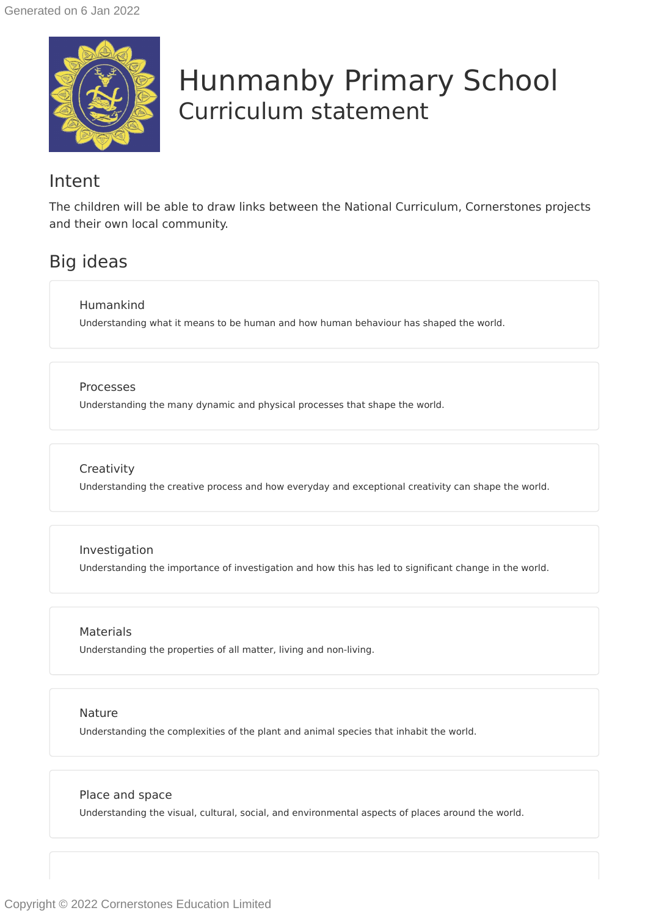# Hunmanby Primary School

## Curriculum statement

## Intent

The children will be able to draw links between the National Curriculum, Cornerstones projects and their own local community.

## Big ideas

### Humankind

Understanding what it means to be human and how human behaviour has shaped the world.

### Processes

Understanding the many dynamic and physical processes that shape the world.

### Creativity

Understanding the creative process and how everyday and exceptional creativity can shape the world.

### Investigation

Understanding the importance of investigation and how this has led to significant change in the world.

### Materials

Understanding the properties of all matter, living and non-living.

### Nature

Understanding the complexities of the plant and animal species that inhabit the world.

### Place and space

Understanding the visual, cultural, social, and environmental aspects of places around the world.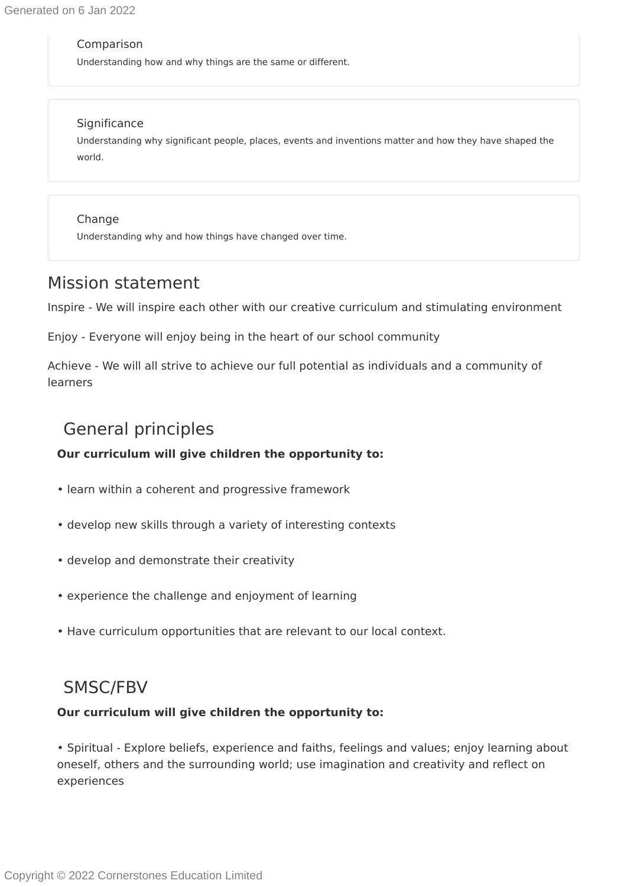Comparison

Understanding how and why things are the same or different.

Significance

Understanding why significant people, places, events and inventions matter and how they have shaped the world.

Change

Understanding why and how things have changed over time.

## Mission statement

Inspire - We will inspire each other with our creative curriculum and stimulating environment

Enjoy - Everyone will enjoy being in the heart of our school community

Achieve - We will all strive to achieve our full potential as individuals and a community of learners

## General principles

**Our curriculum will give children the opportunity to:**

- learn within a coherent and progressive framework
- develop new skills through a variety of interesting contexts
- develop and demonstrate their creativity
- experience the challenge and enjoyment of learning
- Have curriculum opportunities that are relevant to our local context.

## SMSC/FBV

**Our curriculum will give children the opportunity to:**

- Spiritual - Explore beliefs, experience and faiths, feelings and values; enjoy learning about oneself, others and the surrounding world; use imagination and creativity and reflect on experiences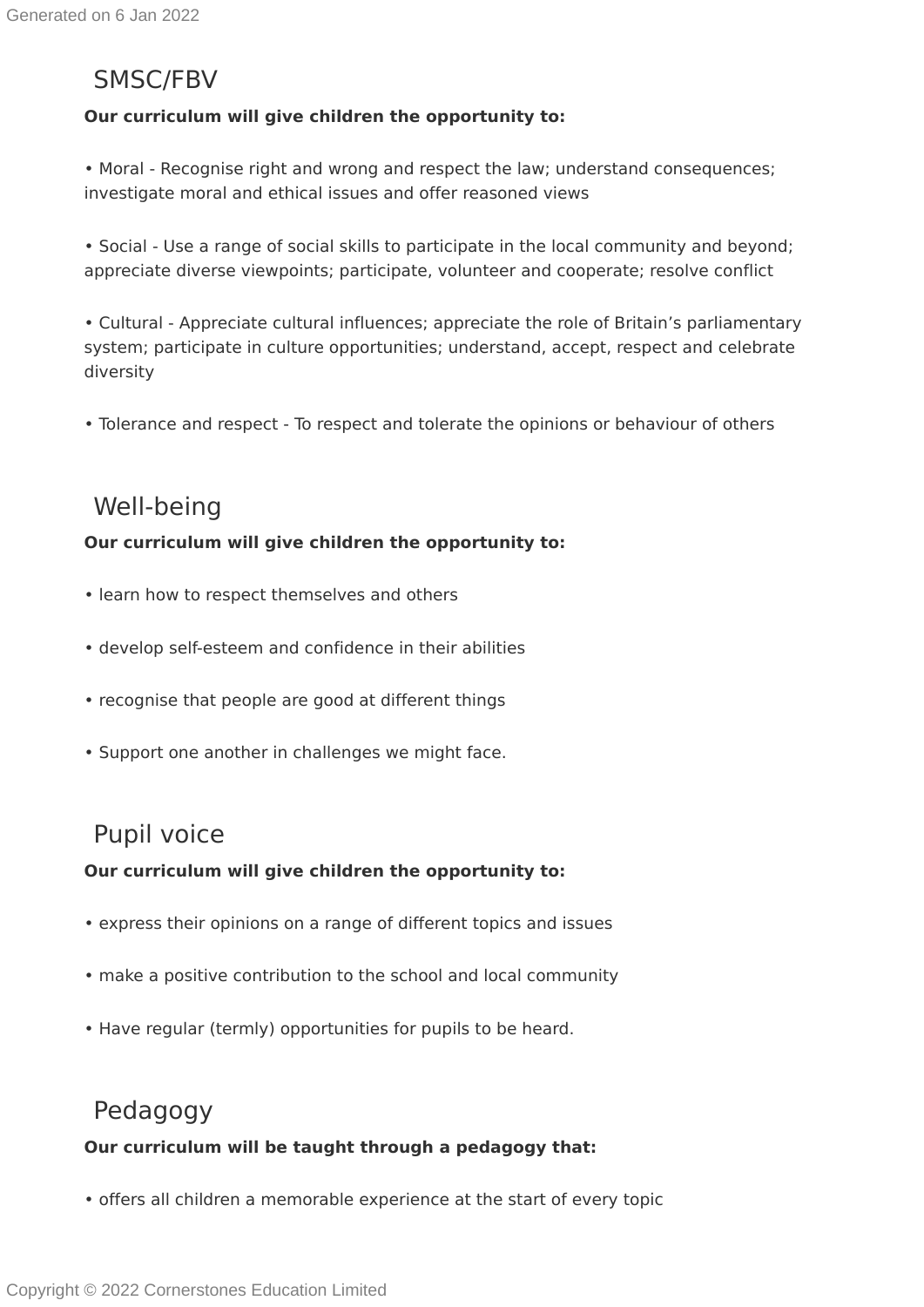## SMSC/FBV

**Our curriculum will give children the opportunity to:**

• Moral - Recognise right and wrong and respect the law; understand consequences; investigate moral and ethical issues and offer reasoned views

• Social - Use a range of social skills to participate in the local community and beyond; appreciate diverse viewpoints; participate, volunteer and cooperate; resolve conflict

• Cultural - Appreciate cultural influences; appreciate the role of Britain's parliamentary system; participate in culture opportunities; understand, accept, respect and celebrate diversity

• Tolerance and respect - To respect and tolerate the opinions or behaviour of others

## Well-being

**Our curriculum will give children the opportunity to:**

• learn how to respect themselves and others

• develop self-esteem and confidence in their abilities

• recognise that people are good at different things

• Support one another in challenges we might face.

## Pupil voice

**Our curriculum will give children the opportunity to:**

• express their opinions on a range of different topics and issues

• make a positive contribution to the school and local community

• Have regular (termly) opportunities for pupils to be heard.

## Pedagogy

**Our curriculum will be taught through a pedagogy that:**

• offers all children a memorable experience at the start of every topic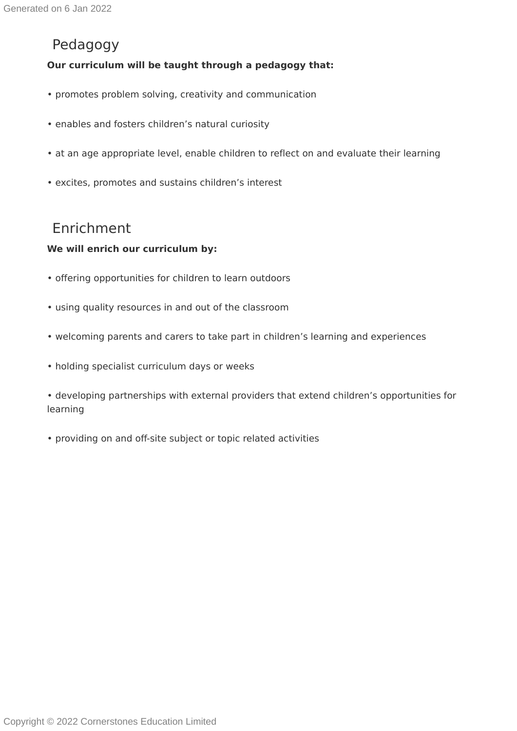## Pedagogy

**Our curriculum will be taught through a pedagogy that:**

• promotes problem solving, creativity and communication

• enables and fosters children's natural curiosity

• at an age appropriate level, enable children to reflect on and evaluate their learning

• excites, promotes and sustains children's interest

## Enrichment

**We will enrich our curriculum by:**

• offering opportunities for children to learn outdoors

• using quality resources in and out of the classroom

• welcoming parents and carers to take part in children's learning and experiences

• holding specialist curriculum days or weeks

• developing partnerships with external providers that extend children's opportunities for learning

• providing on and off-site subject or topic related activities